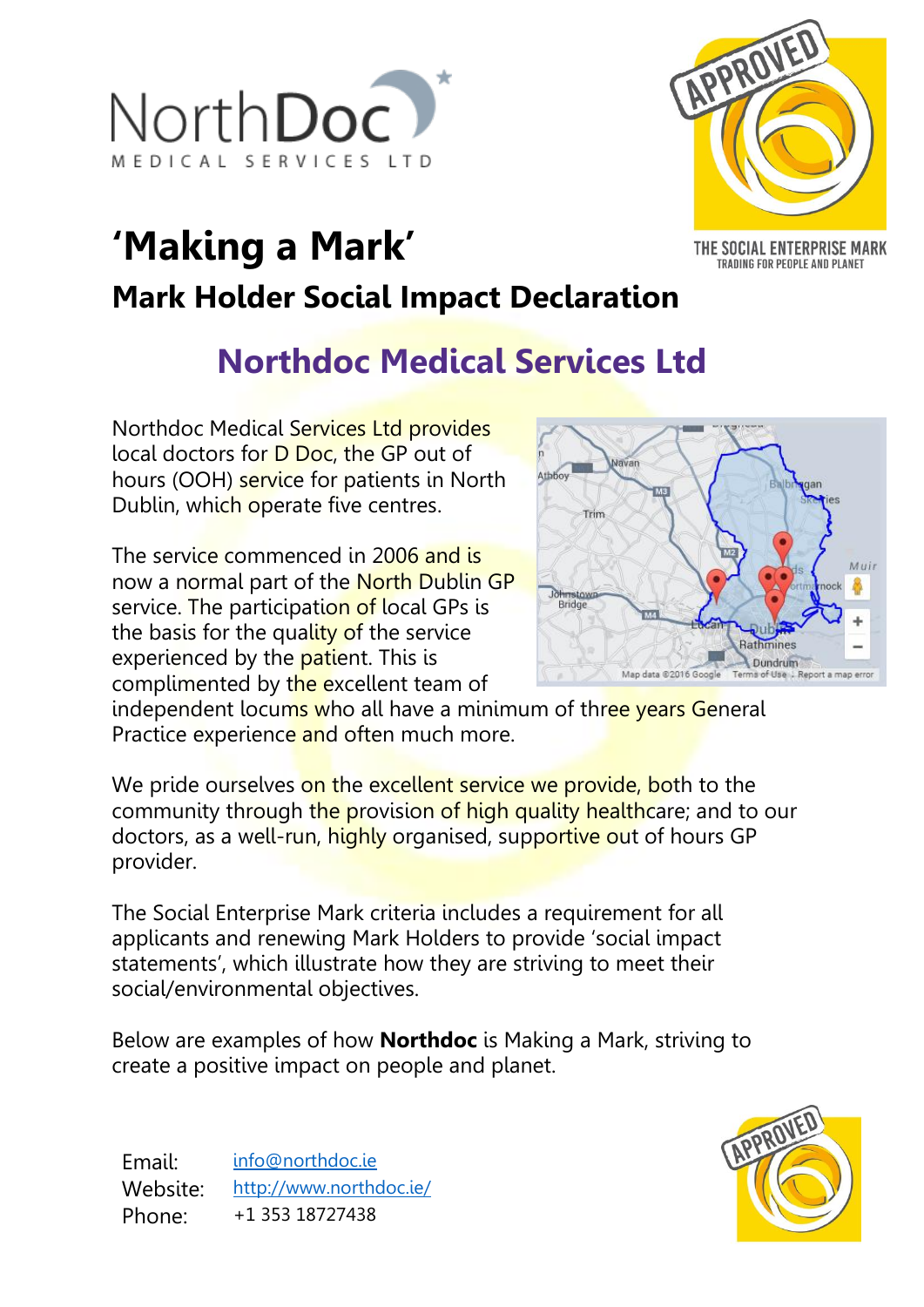# 'Making a Mark'

## Mark Holder Social Impact Declaration

## Northdoc Medical Services Ltd

Northdoc Medical Services Ltd provides local doctors for D Doc, the GP out of hours (OOH) service for patients in North Dublin, which operate five centres.

The service commenced in 2006 and is now a normal part of the North Dublin GP service. The participation of local GPs is the basis for the quality of the service experienced by the patient. This is complimented by the excellent team of independent locums who all have a minimum of three years General Practice experience and often much more.

We pride ourselves on the excellent service we provide, both to the community through the provision of high quality healthcare; and to our doctors, as a well-run, highly organised, supportive out of hours GP provider.

The Social Enterprise Mark criteria includes a requirement for all applicants and renewing Mark Holders to provide 'social impact statements', which illustrate how they are striving to meet their social/environmental objectives.

Below are examples of how **Northdoc** is Making a Mark, striving to create a positive impact on people and planet.

Email: info@northdoc.ie
Website: http://www.northdoc.ie/
Phone: +1 353 18727438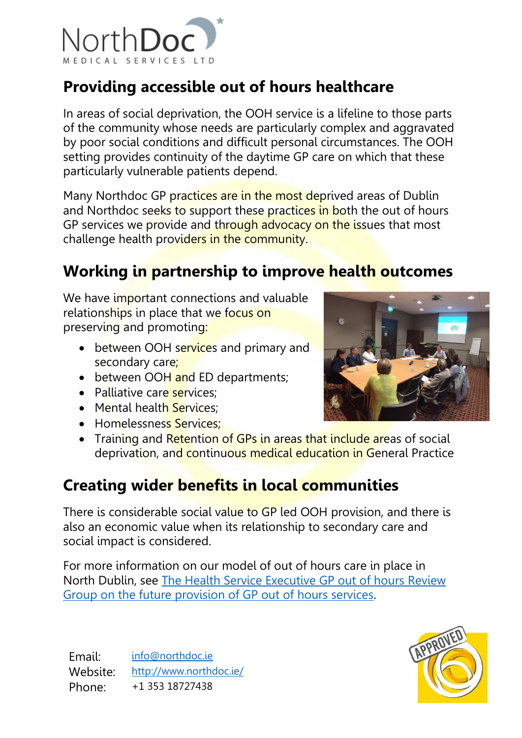# NorthDoc

MEDICAL SERVICES LTD

## Providing accessible out of hours healthcare

In areas of social deprivation, the OOH service is a lifeline to those parts of the community whose needs are particularly complex and aggravated by poor social conditions and difficult personal circumstances. The OOH setting provides continuity of the daytime GP care on which that these particularly vulnerable patients depend.

Many Northdoc GP practices are in the most deprived areas of Dublin and Northdoc seeks to support these practices in both the out of hours GP services we provide and through advocacy on the issues that most challenge health providers in the community.

## Working in partnership to improve health outcomes

We have important connections and valuable relationships in place that we focus on preserving and promoting:

- between OOH services and primary and secondary care;
- between OOH and ED departments;
- Palliative care services;
- Mental health Services;
- Homelessness Services;
- Training and Retention of GPs in areas that include areas of social deprivation, and continuous medical education in General Practice

## Creating wider benefits in local communities

There is considerable social value to GP led OOH provision, and there is also an economic value when its relationship to secondary care and social impact is considered.

For more information on our model of out of hours care in place in North Dublin, see [The Health Service Executive GP out of hours Review Group on the future provision of GP out of hours services]().

| | |
|---|---|
| Email: | [info@northdoc.ie](mailto:info@northdoc.ie) |
| Website: | [http://www.northdoc.ie/](http://www.northdoc.ie/) |
| Phone: | +1 353 18727438 |

APPROVED